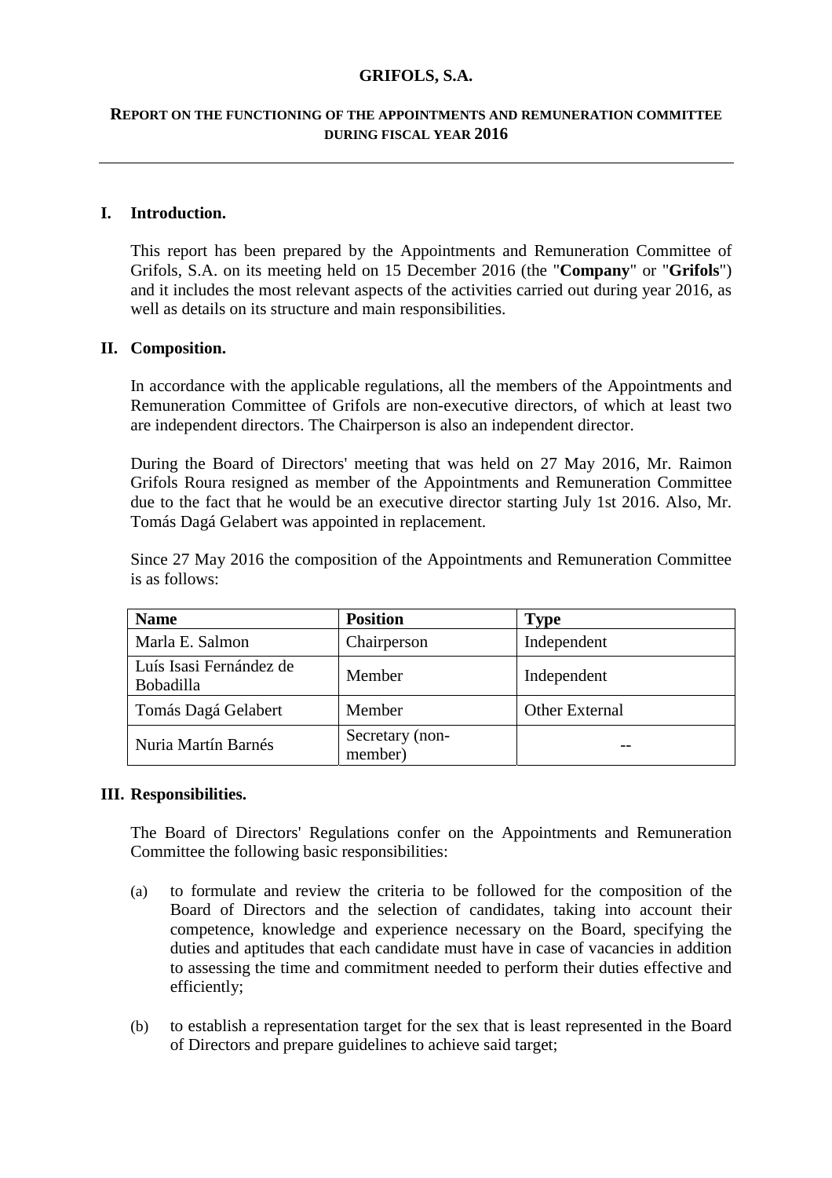# GRIFOLS, S.A.

## REPORT ON THE FUNCTIONING OF THE APPOINTMENTS AND REMUNERATION COMMITTEE DURING FISCAL YEAR 2016

---

### I. Introduction.

This report has been prepared by the Appointments and Remuneration Committee of Grifols, S.A. on its meeting held on 15 December 2016 (the "**Company**" or "**Grifols**") and it includes the most relevant aspects of the activities carried out during year 2016, as well as details on its structure and main responsibilities.

### II. Composition.

In accordance with the applicable regulations, all the members of the Appointments and Remuneration Committee of Grifols are non-executive directors, of which at least two are independent directors. The Chairperson is also an independent director.

During the Board of Directors' meeting that was held on 27 May 2016, Mr. Raimon Grifols Roura resigned as member of the Appointments and Remuneration Committee due to the fact that he would be an executive director starting July 1st 2016. Also, Mr. Tomás Dagá Gelabert was appointed in replacement.

Since 27 May 2016 the composition of the Appointments and Remuneration Committee is as follows:

| Name | Position | Type |
| --- | --- | --- |
| Marla E. Salmon | Chairperson | Independent |
| Luís Isasi Fernández de Bobadilla | Member | Independent |
| Tomás Dagá Gelabert | Member | Other External |
| Nuria Martín Barnés | Secretary (non-member) | -- |

### III. Responsibilities.

The Board of Directors' Regulations confer on the Appointments and Remuneration Committee the following basic responsibilities:

(a) to formulate and review the criteria to be followed for the composition of the Board of Directors and the selection of candidates, taking into account their competence, knowledge and experience necessary on the Board, specifying the duties and aptitudes that each candidate must have in case of vacancies in addition to assessing the time and commitment needed to perform their duties effective and efficiently;

(b) to establish a representation target for the sex that is least represented in the Board of Directors and prepare guidelines to achieve said target;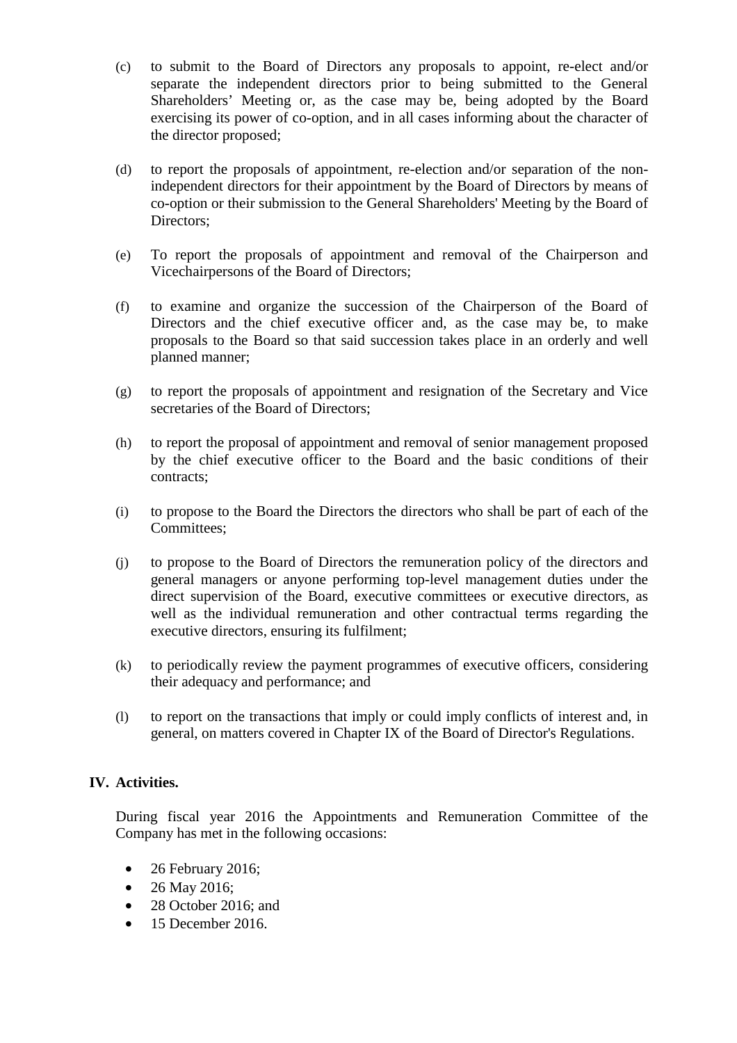(c) to submit to the Board of Directors any proposals to appoint, re-elect and/or separate the independent directors prior to being submitted to the General Shareholders' Meeting or, as the case may be, being adopted by the Board exercising its power of co-option, and in all cases informing about the character of the director proposed;

(d) to report the proposals of appointment, re-election and/or separation of the non-independent directors for their appointment by the Board of Directors by means of co-option or their submission to the General Shareholders' Meeting by the Board of Directors;

(e) To report the proposals of appointment and removal of the Chairperson and Vicechairpersons of the Board of Directors;

(f) to examine and organize the succession of the Chairperson of the Board of Directors and the chief executive officer and, as the case may be, to make proposals to the Board so that said succession takes place in an orderly and well planned manner;

(g) to report the proposals of appointment and resignation of the Secretary and Vice secretaries of the Board of Directors;

(h) to report the proposal of appointment and removal of senior management proposed by the chief executive officer to the Board and the basic conditions of their contracts;

(i) to propose to the Board the Directors the directors who shall be part of each of the Committees;

(j) to propose to the Board of Directors the remuneration policy of the directors and general managers or anyone performing top-level management duties under the direct supervision of the Board, executive committees or executive directors, as well as the individual remuneration and other contractual terms regarding the executive directors, ensuring its fulfilment;

(k) to periodically review the payment programmes of executive officers, considering their adequacy and performance; and

(l) to report on the transactions that imply or could imply conflicts of interest and, in general, on matters covered in Chapter IX of the Board of Director's Regulations.

## IV. Activities.

During fiscal year 2016 the Appointments and Remuneration Committee of the Company has met in the following occasions:

- 26 February 2016;
- 26 May 2016;
- 28 October 2016; and
- 15 December 2016.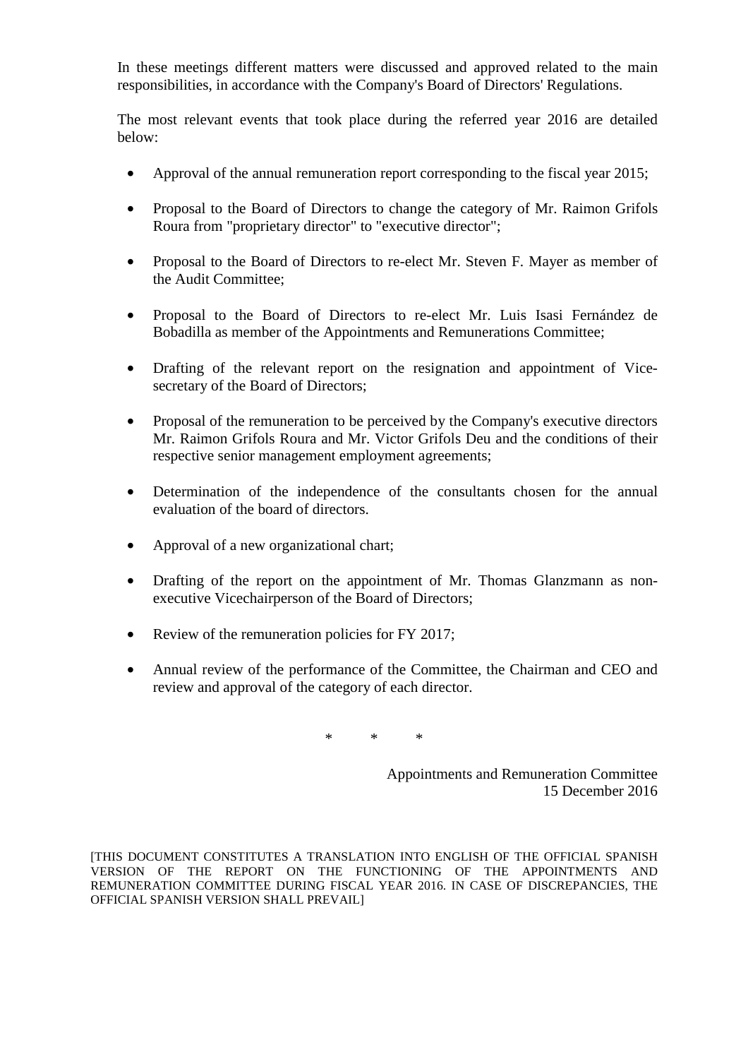In these meetings different matters were discussed and approved related to the main responsibilities, in accordance with the Company's Board of Directors' Regulations.

The most relevant events that took place during the referred year 2016 are detailed below:

- Approval of the annual remuneration report corresponding to the fiscal year 2015;
- Proposal to the Board of Directors to change the category of Mr. Raimon Grifols Roura from "proprietary director" to "executive director";
- Proposal to the Board of Directors to re-elect Mr. Steven F. Mayer as member of the Audit Committee;
- Proposal to the Board of Directors to re-elect Mr. Luis Isasi Fernández de Bobadilla as member of the Appointments and Remunerations Committee;
- Drafting of the relevant report on the resignation and appointment of Vice-secretary of the Board of Directors;
- Proposal of the remuneration to be perceived by the Company's executive directors Mr. Raimon Grifols Roura and Mr. Victor Grifols Deu and the conditions of their respective senior management employment agreements;
- Determination of the independence of the consultants chosen for the annual evaluation of the board of directors.
- Approval of a new organizational chart;
- Drafting of the report on the appointment of Mr. Thomas Glanzmann as non-executive Vicechairperson of the Board of Directors;
- Review of the remuneration policies for FY 2017;
- Annual review of the performance of the Committee, the Chairman and CEO and review and approval of the category of each director.

\*　　\*　　\*

Appointments and Remuneration Committee
15 December 2016

[THIS DOCUMENT CONSTITUTES A TRANSLATION INTO ENGLISH OF THE OFFICIAL SPANISH VERSION OF THE REPORT ON THE FUNCTIONING OF THE APPOINTMENTS AND REMUNERATION COMMITTEE DURING FISCAL YEAR 2016. IN CASE OF DISCREPANCIES, THE OFFICIAL SPANISH VERSION SHALL PREVAIL]